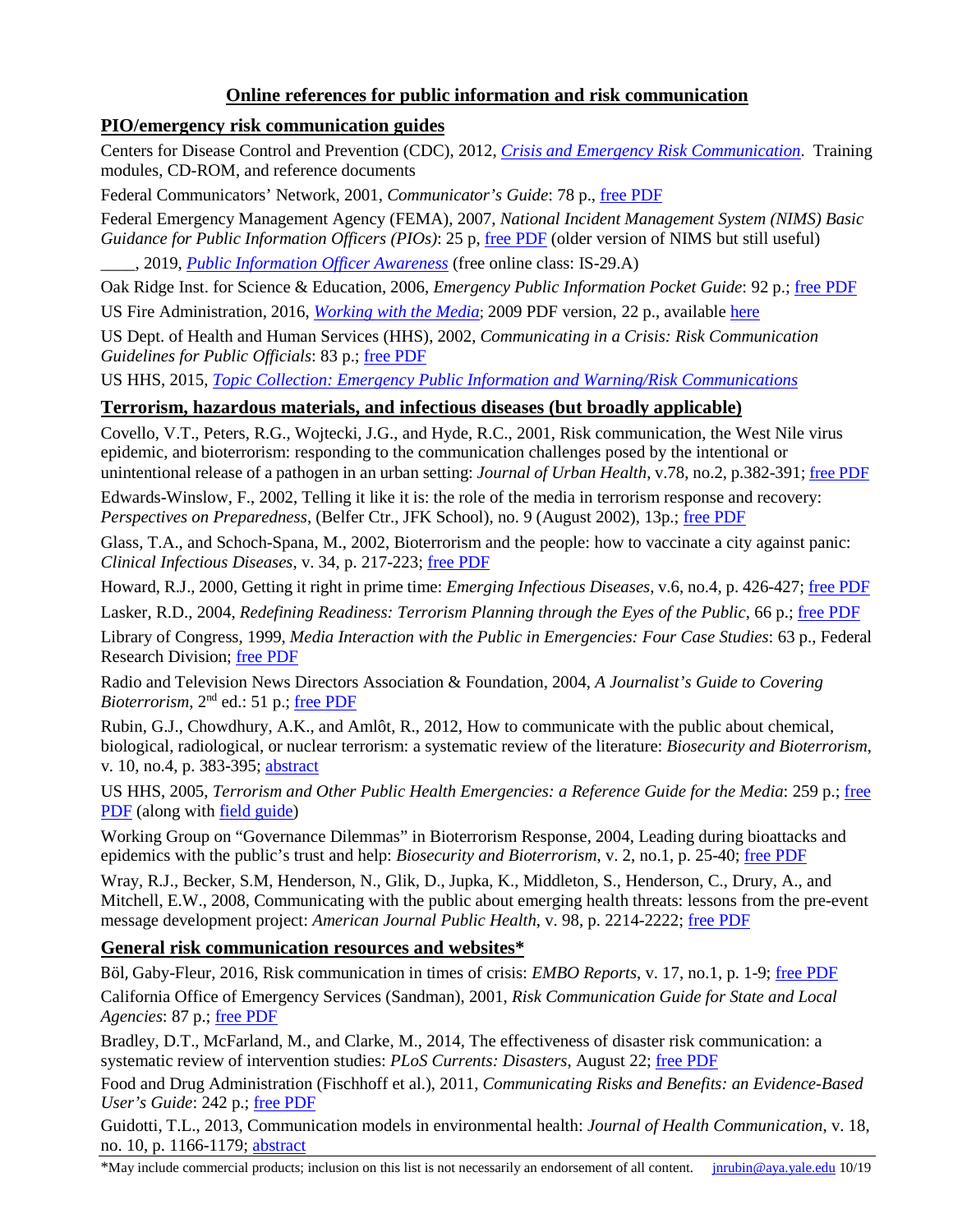# Online references for public information and risk communication

## PIO/emergency risk communication guides

Centers for Disease Control and Prevention (CDC), 2012, *Crisis and Emergency Risk Communication*. Training modules, CD-ROM, and reference documents

Federal Communicators' Network, 2001, *Communicator's Guide*: 78 p., free PDF

Federal Emergency Management Agency (FEMA), 2007, *National Incident Management System (NIMS) Basic Guidance for Public Information Officers (PIOs)*: 25 p, free PDF (older version of NIMS but still useful)

____, 2019, *Public Information Officer Awareness* (free online class: IS-29.A)

Oak Ridge Inst. for Science & Education, 2006, *Emergency Public Information Pocket Guide*: 92 p.; free PDF

US Fire Administration, 2016, *Working with the Media*; 2009 PDF version, 22 p., available here

US Dept. of Health and Human Services (HHS), 2002, *Communicating in a Crisis: Risk Communication Guidelines for Public Officials*: 83 p.; free PDF

US HHS, 2015, *Topic Collection: Emergency Public Information and Warning/Risk Communications*

## Terrorism, hazardous materials, and infectious diseases (but broadly applicable)

Covello, V.T., Peters, R.G., Wojtecki, J.G., and Hyde, R.C., 2001, Risk communication, the West Nile virus epidemic, and bioterrorism: responding to the communication challenges posed by the intentional or unintentional release of a pathogen in an urban setting: *Journal of Urban Health*, v.78, no.2, p.382-391; free PDF

Edwards-Winslow, F., 2002, Telling it like it is: the role of the media in terrorism response and recovery: *Perspectives on Preparedness*, (Belfer Ctr., JFK School), no. 9 (August 2002), 13p.; free PDF

Glass, T.A., and Schoch-Spana, M., 2002, Bioterrorism and the people: how to vaccinate a city against panic: *Clinical Infectious Diseases*, v. 34, p. 217-223; free PDF

Howard, R.J., 2000, Getting it right in prime time: *Emerging Infectious Diseases*, v.6, no.4, p. 426-427; free PDF

Lasker, R.D., 2004, *Redefining Readiness: Terrorism Planning through the Eyes of the Public*, 66 p.; free PDF

Library of Congress, 1999, *Media Interaction with the Public in Emergencies: Four Case Studies*: 63 p., Federal Research Division; free PDF

Radio and Television News Directors Association & Foundation, 2004, *A Journalist's Guide to Covering Bioterrorism*, 2nd ed.: 51 p.; free PDF

Rubin, G.J., Chowdhury, A.K., and Amlôt, R., 2012, How to communicate with the public about chemical, biological, radiological, or nuclear terrorism: a systematic review of the literature: *Biosecurity and Bioterrorism*, v. 10, no.4, p. 383-395; abstract

US HHS, 2005, *Terrorism and Other Public Health Emergencies: a Reference Guide for the Media*: 259 p.; free PDF (along with field guide)

Working Group on "Governance Dilemmas" in Bioterrorism Response, 2004, Leading during bioattacks and epidemics with the public's trust and help: *Biosecurity and Bioterrorism*, v. 2, no.1, p. 25-40; free PDF

Wray, R.J., Becker, S.M, Henderson, N., Glik, D., Jupka, K., Middleton, S., Henderson, C., Drury, A., and Mitchell, E.W., 2008, Communicating with the public about emerging health threats: lessons from the pre-event message development project: *American Journal Public Health*, v. 98, p. 2214-2222; free PDF

## General risk communication resources and websites*

Böl, Gaby-Fleur, 2016, Risk communication in times of crisis: *EMBO Reports*, v. 17, no.1, p. 1-9; free PDF

California Office of Emergency Services (Sandman), 2001, *Risk Communication Guide for State and Local Agencies*: 87 p.; free PDF

Bradley, D.T., McFarland, M., and Clarke, M., 2014, The effectiveness of disaster risk communication: a systematic review of intervention studies: *PLoS Currents: Disasters*, August 22; free PDF

Food and Drug Administration (Fischhoff et al.), 2011, *Communicating Risks and Benefits: an Evidence-Based User's Guide*: 242 p.; free PDF

Guidotti, T.L., 2013, Communication models in environmental health: *Journal of Health Communication*, v. 18, no. 10, p. 1166-1179; abstract

*May include commercial products; inclusion on this list is not necessarily an endorsement of all content. jnrubin@aya.yale.edu 10/19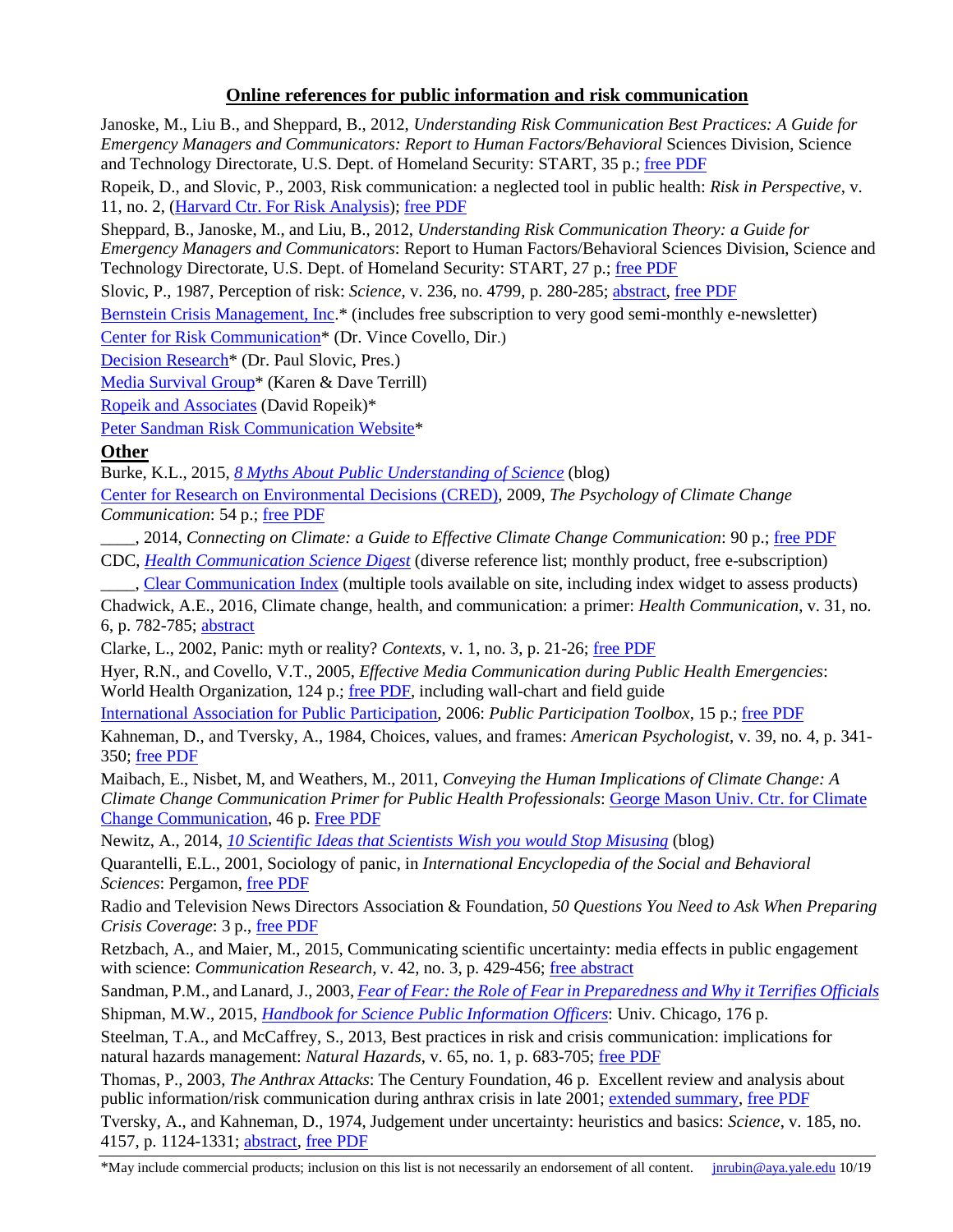## Online references for public information and risk communication

Janoske, M., Liu B., and Sheppard, B., 2012, *Understanding Risk Communication Best Practices: A Guide for Emergency Managers and Communicators: Report to Human Factors/Behavioral* Sciences Division, Science and Technology Directorate, U.S. Dept. of Homeland Security: START, 35 p.; free PDF

Ropeik, D., and Slovic, P., 2003, Risk communication: a neglected tool in public health: *Risk in Perspective*, v. 11, no. 2, (Harvard Ctr. For Risk Analysis); free PDF

Sheppard, B., Janoske, M., and Liu, B., 2012, *Understanding Risk Communication Theory: a Guide for Emergency Managers and Communicators*: Report to Human Factors/Behavioral Sciences Division, Science and Technology Directorate, U.S. Dept. of Homeland Security: START, 27 p.; free PDF

Slovic, P., 1987, Perception of risk: *Science*, v. 236, no. 4799, p. 280-285; abstract, free PDF

Bernstein Crisis Management, Inc.* (includes free subscription to very good semi-monthly e-newsletter)

Center for Risk Communication* (Dr. Vince Covello, Dir.)

Decision Research* (Dr. Paul Slovic, Pres.)

Media Survival Group* (Karen & Dave Terrill)

Ropeik and Associates (David Ropeik)*

Peter Sandman Risk Communication Website*

### Other

Burke, K.L., 2015, *8 Myths About Public Understanding of Science* (blog)

Center for Research on Environmental Decisions (CRED), 2009, *The Psychology of Climate Change Communication*: 54 p.; free PDF

\_\_\_\_, 2014, *Connecting on Climate: a Guide to Effective Climate Change Communication*: 90 p.; free PDF

CDC, *Health Communication Science Digest* (diverse reference list; monthly product, free e-subscription)

\_\_\_\_, Clear Communication Index (multiple tools available on site, including index widget to assess products)

Chadwick, A.E., 2016, Climate change, health, and communication: a primer: *Health Communication*, v. 31, no. 6, p. 782-785; abstract

Clarke, L., 2002, Panic: myth or reality? *Contexts*, v. 1, no. 3, p. 21-26; free PDF

Hyer, R.N., and Covello, V.T., 2005, *Effective Media Communication during Public Health Emergencies*: World Health Organization, 124 p.; free PDF, including wall-chart and field guide

International Association for Public Participation, 2006: *Public Participation Toolbox*, 15 p.; free PDF

Kahneman, D., and Tversky, A., 1984, Choices, values, and frames: *American Psychologist*, v. 39, no. 4, p. 341-350; free PDF

Maibach, E., Nisbet, M, and Weathers, M., 2011, *Conveying the Human Implications of Climate Change: A Climate Change Communication Primer for Public Health Professionals*: George Mason Univ. Ctr. for Climate Change Communication, 46 p. Free PDF

Newitz, A., 2014, *10 Scientific Ideas that Scientists Wish you would Stop Misusing* (blog)

Quarantelli, E.L., 2001, Sociology of panic, in *International Encyclopedia of the Social and Behavioral Sciences*: Pergamon, free PDF

Radio and Television News Directors Association & Foundation, *50 Questions You Need to Ask When Preparing Crisis Coverage*: 3 p.; free PDF

Retzbach, A., and Maier, M., 2015, Communicating scientific uncertainty: media effects in public engagement with science: *Communication Research*, v. 42, no. 3, p. 429-456; free abstract

Sandman, P.M., and Lanard, J., 2003, *Fear of Fear: the Role of Fear in Preparedness and Why it Terrifies Officials*

Shipman, M.W., 2015, *Handbook for Science Public Information Officers*: Univ. Chicago, 176 p.

Steelman, T.A., and McCaffrey, S., 2013, Best practices in risk and crisis communication: implications for natural hazards management: *Natural Hazards*, v. 65, no. 1, p. 683-705; free PDF

Thomas, P., 2003, *The Anthrax Attacks*: The Century Foundation, 46 p. Excellent review and analysis about public information/risk communication during anthrax crisis in late 2001; extended summary, free PDF

Tversky, A., and Kahneman, D., 1974, Judgement under uncertainty: heuristics and basics: *Science*, v. 185, no. 4157, p. 1124-1331; abstract, free PDF

*May include commercial products; inclusion on this list is not necessarily an endorsement of all content. jnrubin@aya.yale.edu 10/19